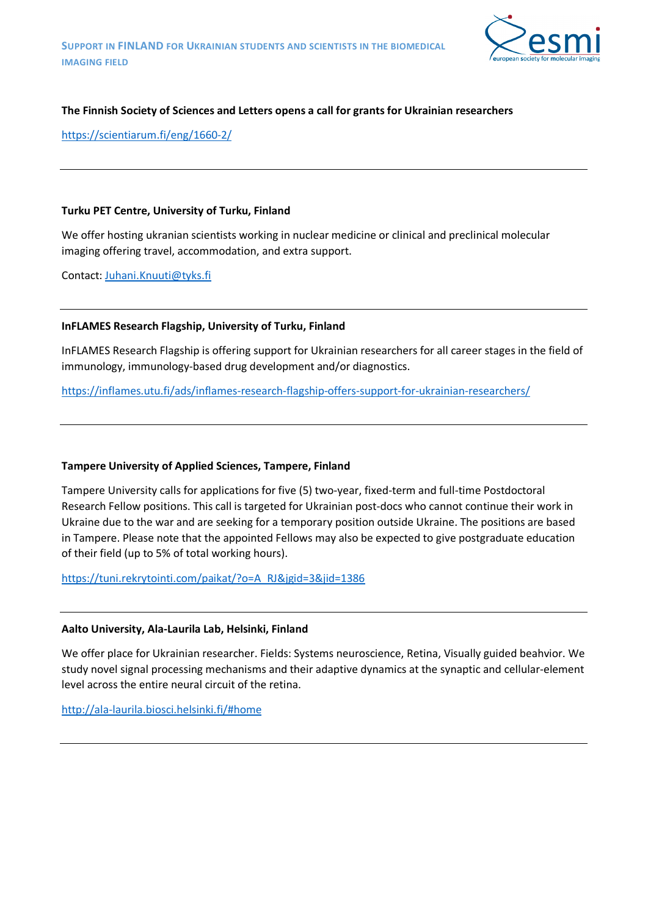# SUPPORT IN FINLAND FOR UKRAINIAN STUDENTS AND SCIENTISTS IN THE BIOMEDICAL IMAGING FIELD

**The Finnish Society of Sciences and Letters opens a call for grants for Ukrainian researchers**

https://scientiarum.fi/eng/1660-2/

---

**Turku PET Centre, University of Turku, Finland**

We offer hosting ukranian scientists working in nuclear medicine or clinical and preclinical molecular imaging offering travel, accommodation, and extra support.

Contact: Juhani.Knuuti@tyks.fi

---

**InFLAMES Research Flagship, University of Turku, Finland**

InFLAMES Research Flagship is offering support for Ukrainian researchers for all career stages in the field of immunology, immunology-based drug development and/or diagnostics.

https://inflames.utu.fi/ads/inflames-research-flagship-offers-support-for-ukrainian-researchers/

---

**Tampere University of Applied Sciences, Tampere, Finland**

Tampere University calls for applications for five (5) two-year, fixed-term and full-time Postdoctoral Research Fellow positions. This call is targeted for Ukrainian post-docs who cannot continue their work in Ukraine due to the war and are seeking for a temporary position outside Ukraine. The positions are based in Tampere. Please note that the appointed Fellows may also be expected to give postgraduate education of their field (up to 5% of total working hours).

https://tuni.rekrytointi.com/paikat/?o=A_RJ&jgid=3&jid=1386

---

**Aalto University, Ala-Laurila Lab, Helsinki, Finland**

We offer place for Ukrainian researcher. Fields: Systems neuroscience, Retina, Visually guided beahvior. We study novel signal processing mechanisms and their adaptive dynamics at the synaptic and cellular-element level across the entire neural circuit of the retina.

http://ala-laurila.biosci.helsinki.fi/#home

---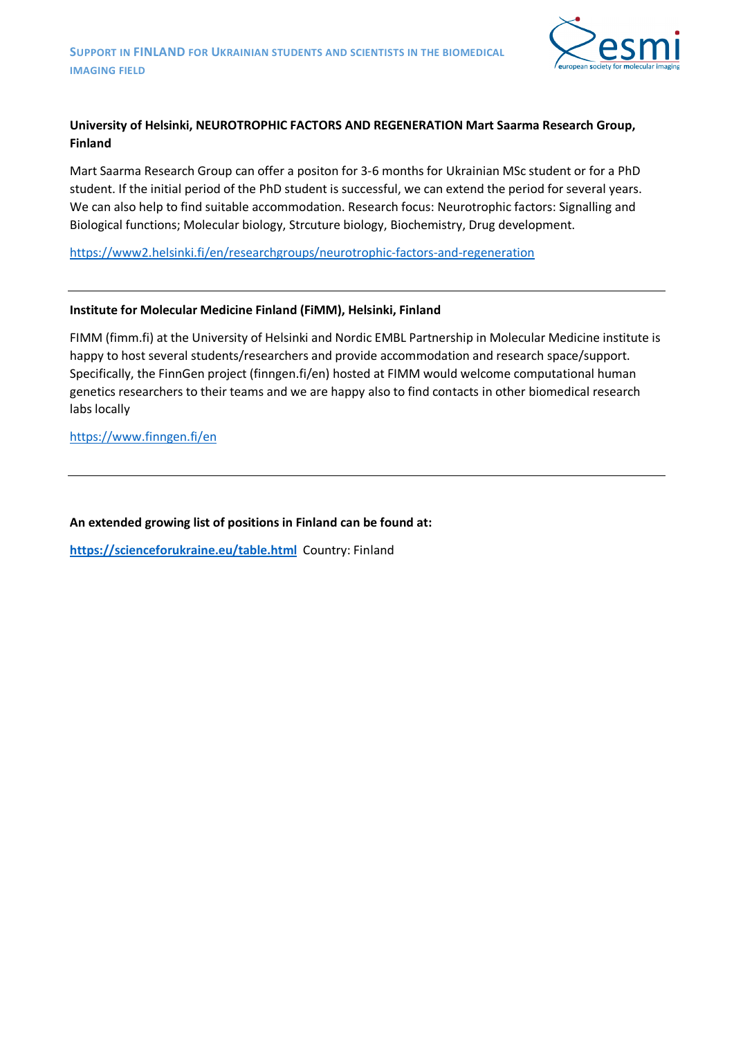**University of Helsinki, NEUROTROPHIC FACTORS AND REGENERATION Mart Saarma Research Group, Finland**

Mart Saarma Research Group can offer a positon for 3-6 months for Ukrainian MSc student or for a PhD student. If the initial period of the PhD student is successful, we can extend the period for several years. We can also help to find suitable accommodation. Research focus: Neurotrophic factors: Signalling and Biological functions; Molecular biology, Strcuture biology, Biochemistry, Drug development.

https://www2.helsinki.fi/en/researchgroups/neurotrophic-factors-and-regeneration

---

**Institute for Molecular Medicine Finland (FiMM), Helsinki, Finland**

FIMM (fimm.fi) at the University of Helsinki and Nordic EMBL Partnership in Molecular Medicine institute is happy to host several students/researchers and provide accommodation and research space/support. Specifically, the FinnGen project (finngen.fi/en) hosted at FIMM would welcome computational human genetics researchers to their teams and we are happy also to find contacts in other biomedical research labs locally

https://www.finngen.fi/en

---

**An extended growing list of positions in Finland can be found at:**

**https://scienceforukraine.eu/table.html** Country: Finland